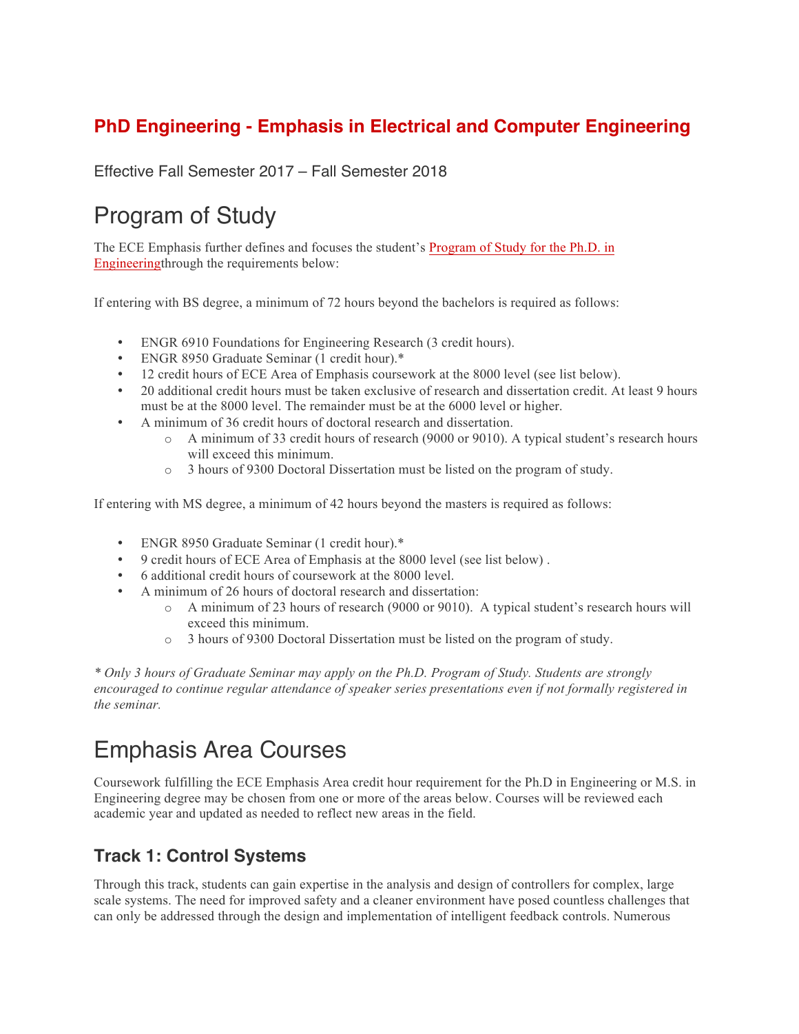## PhD Engineering - Emphasis in Electrical and Computer Engineering

Effective Fall Semester 2017 – Fall Semester 2018

# Program of Study

The ECE Emphasis further defines and focuses the student's Program of Study for the Ph.D. in Engineeringthrough the requirements below:

If entering with BS degree, a minimum of 72 hours beyond the bachelors is required as follows:

- ENGR 6910 Foundations for Engineering Research (3 credit hours).
- ENGR 8950 Graduate Seminar (1 credit hour).*
- 12 credit hours of ECE Area of Emphasis coursework at the 8000 level (see list below).
- 20 additional credit hours must be taken exclusive of research and dissertation credit. At least 9 hours must be at the 8000 level. The remainder must be at the 6000 level or higher.
- A minimum of 36 credit hours of doctoral research and dissertation.
  - A minimum of 33 credit hours of research (9000 or 9010). A typical student's research hours will exceed this minimum.
  - 3 hours of 9300 Doctoral Dissertation must be listed on the program of study.

If entering with MS degree, a minimum of 42 hours beyond the masters is required as follows:

- ENGR 8950 Graduate Seminar (1 credit hour).*
- 9 credit hours of ECE Area of Emphasis at the 8000 level (see list below) .
- 6 additional credit hours of coursework at the 8000 level.
- A minimum of 26 hours of doctoral research and dissertation:
  - A minimum of 23 hours of research (9000 or 9010). A typical student's research hours will exceed this minimum.
  - 3 hours of 9300 Doctoral Dissertation must be listed on the program of study.

*\* Only 3 hours of Graduate Seminar may apply on the Ph.D. Program of Study. Students are strongly encouraged to continue regular attendance of speaker series presentations even if not formally registered in the seminar.*

# Emphasis Area Courses

Coursework fulfilling the ECE Emphasis Area credit hour requirement for the Ph.D in Engineering or M.S. in Engineering degree may be chosen from one or more of the areas below. Courses will be reviewed each academic year and updated as needed to reflect new areas in the field.

### Track 1: Control Systems

Through this track, students can gain expertise in the analysis and design of controllers for complex, large scale systems. The need for improved safety and a cleaner environment have posed countless challenges that can only be addressed through the design and implementation of intelligent feedback controls. Numerous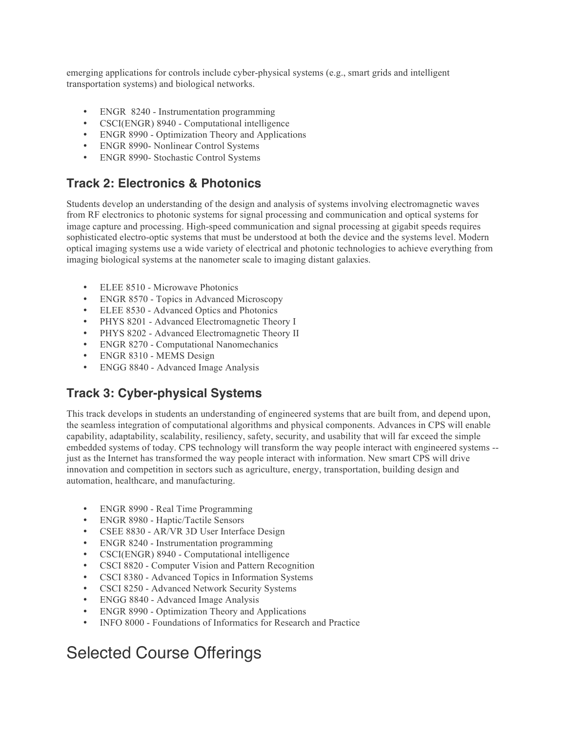emerging applications for controls include cyber-physical systems (e.g., smart grids and intelligent transportation systems) and biological networks.

- ENGR  8240 - Instrumentation programming
- CSCI(ENGR) 8940 - Computational intelligence
- ENGR 8990 - Optimization Theory and Applications
- ENGR 8990- Nonlinear Control Systems
- ENGR 8990- Stochastic Control Systems

### Track 2: Electronics & Photonics

Students develop an understanding of the design and analysis of systems involving electromagnetic waves from RF electronics to photonic systems for signal processing and communication and optical systems for image capture and processing. High-speed communication and signal processing at gigabit speeds requires sophisticated electro-optic systems that must be understood at both the device and the systems level. Modern optical imaging systems use a wide variety of electrical and photonic technologies to achieve everything from imaging biological systems at the nanometer scale to imaging distant galaxies.

- ELEE 8510 - Microwave Photonics
- ENGR 8570 - Topics in Advanced Microscopy
- ELEE 8530 - Advanced Optics and Photonics
- PHYS 8201 - Advanced Electromagnetic Theory I
- PHYS 8202 - Advanced Electromagnetic Theory II
- ENGR 8270 - Computational Nanomechanics
- ENGR 8310 - MEMS Design
- ENGG 8840 - Advanced Image Analysis

### Track 3: Cyber-physical Systems

This track develops in students an understanding of engineered systems that are built from, and depend upon, the seamless integration of computational algorithms and physical components. Advances in CPS will enable capability, adaptability, scalability, resiliency, safety, security, and usability that will far exceed the simple embedded systems of today. CPS technology will transform the way people interact with engineered systems -- just as the Internet has transformed the way people interact with information. New smart CPS will drive innovation and competition in sectors such as agriculture, energy, transportation, building design and automation, healthcare, and manufacturing.

- ENGR 8990 - Real Time Programming
- ENGR 8980 - Haptic/Tactile Sensors
- CSEE 8830 - AR/VR 3D User Interface Design
- ENGR 8240 - Instrumentation programming
- CSCI(ENGR) 8940 - Computational intelligence
- CSCI 8820 - Computer Vision and Pattern Recognition
- CSCI 8380 - Advanced Topics in Information Systems
- CSCI 8250 - Advanced Network Security Systems
- ENGG 8840 - Advanced Image Analysis
- ENGR 8990 - Optimization Theory and Applications
- INFO 8000 - Foundations of Informatics for Research and Practice

## Selected Course Offerings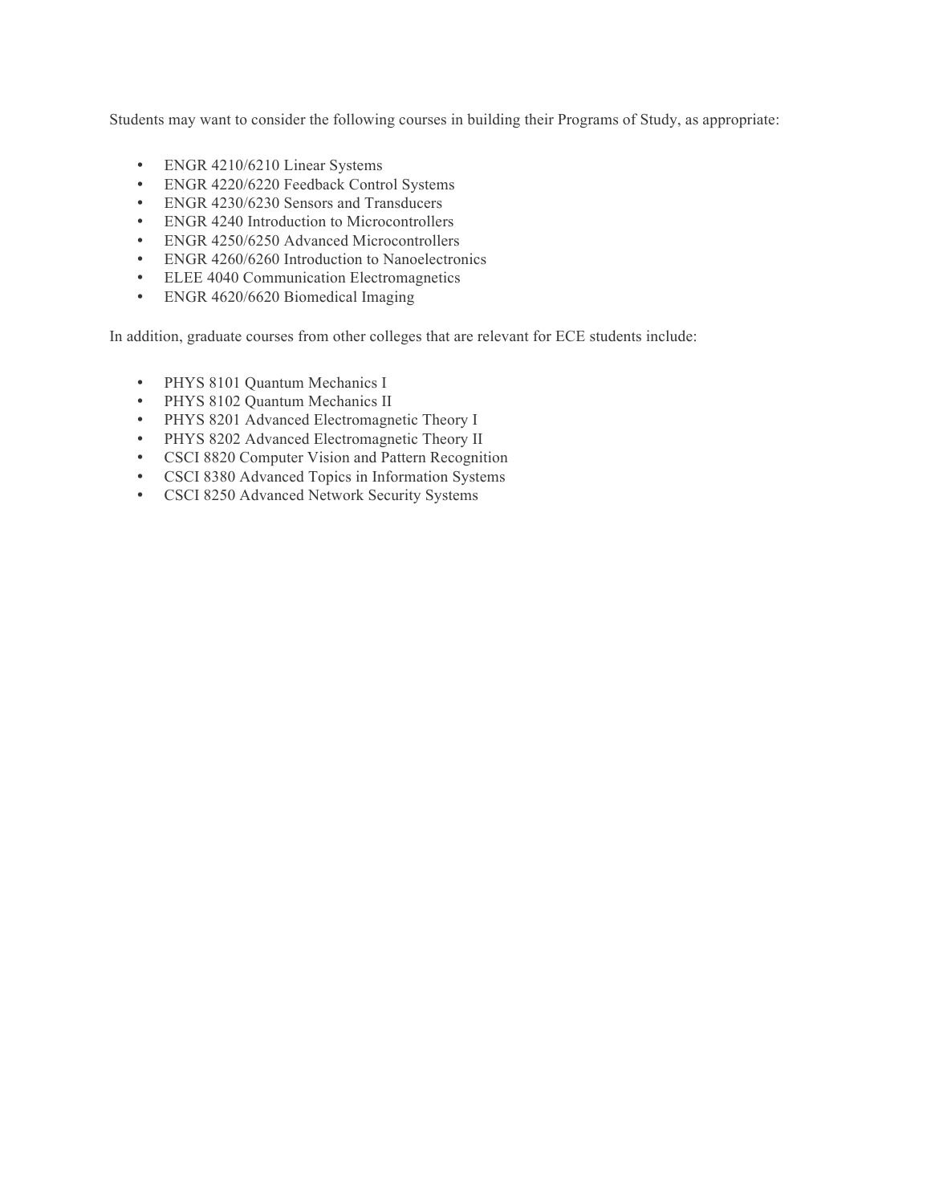Students may want to consider the following courses in building their Programs of Study, as appropriate:

- ENGR 4210/6210 Linear Systems
- ENGR 4220/6220 Feedback Control Systems
- ENGR 4230/6230 Sensors and Transducers
- ENGR 4240 Introduction to Microcontrollers
- ENGR 4250/6250 Advanced Microcontrollers
- ENGR 4260/6260 Introduction to Nanoelectronics
- ELEE 4040 Communication Electromagnetics
- ENGR 4620/6620 Biomedical Imaging

In addition, graduate courses from other colleges that are relevant for ECE students include:

- PHYS 8101 Quantum Mechanics I
- PHYS 8102 Quantum Mechanics II
- PHYS 8201 Advanced Electromagnetic Theory I
- PHYS 8202 Advanced Electromagnetic Theory II
- CSCI 8820 Computer Vision and Pattern Recognition
- CSCI 8380 Advanced Topics in Information Systems
- CSCI 8250 Advanced Network Security Systems